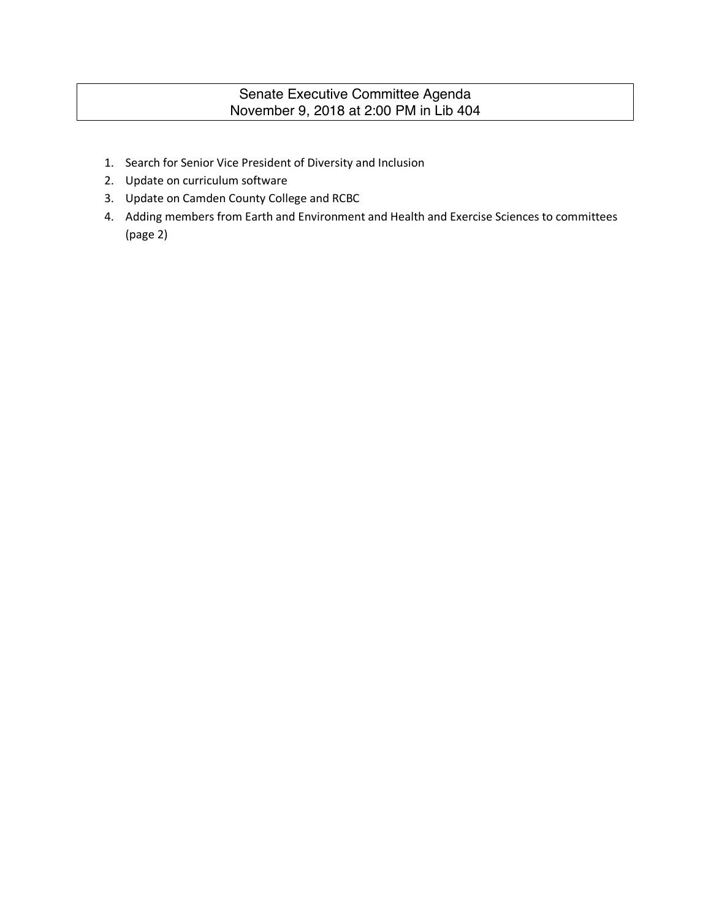# Senate Executive Committee Agenda
## November 9, 2018 at 2:00 PM in Lib 404

1. Search for Senior Vice President of Diversity and Inclusion
2. Update on curriculum software
3. Update on Camden County College and RCBC
4. Adding members from Earth and Environment and Health and Exercise Sciences to committees (page 2)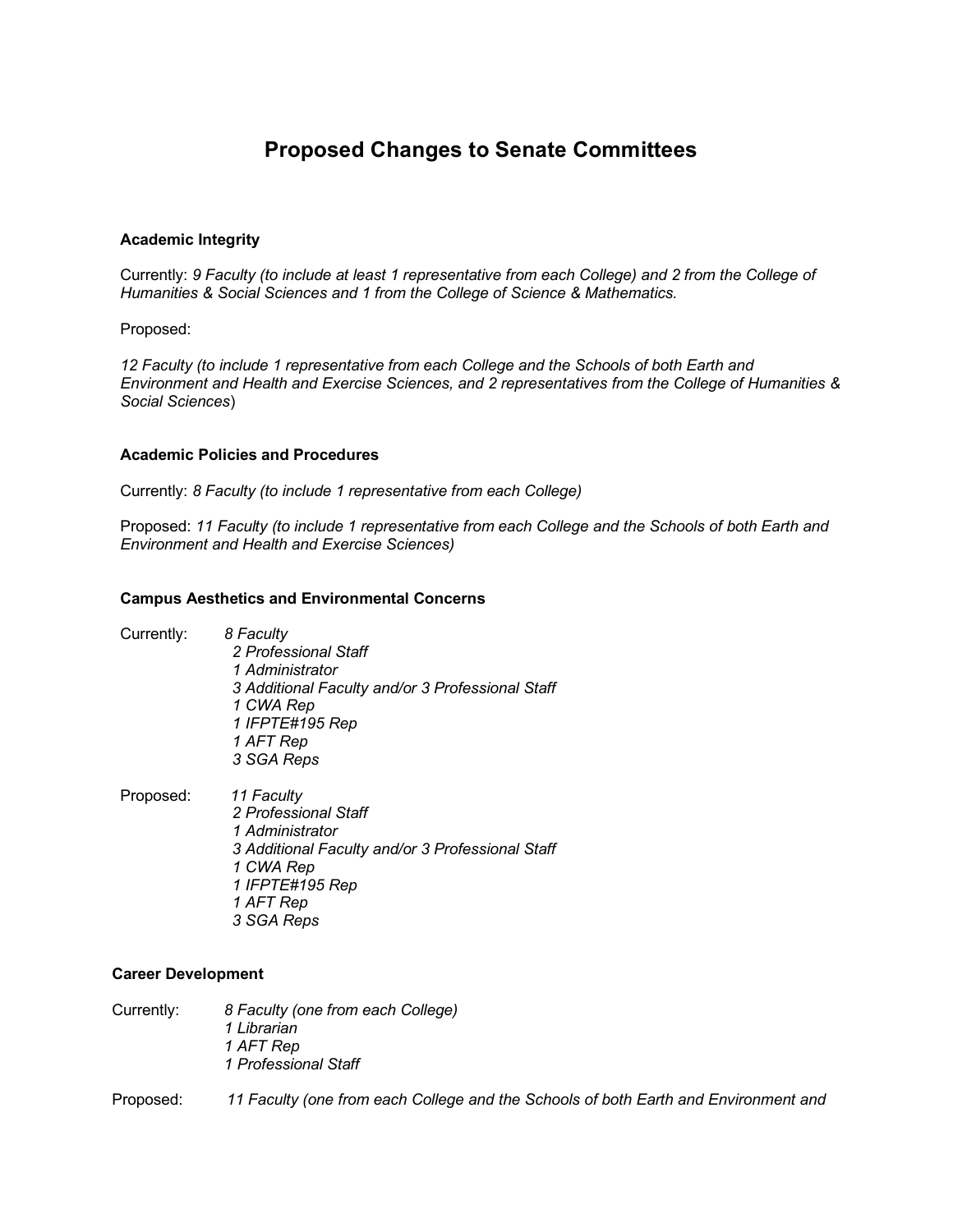# Proposed Changes to Senate Committees

### Academic Integrity

Currently: *9 Faculty (to include at least 1 representative from each College) and 2 from the College of Humanities & Social Sciences and 1 from the College of Science & Mathematics.*

Proposed:

*12 Faculty (to include 1 representative from each College and the Schools of both Earth and Environment and Health and Exercise Sciences, and 2 representatives from the College of Humanities & Social Sciences*)

### Academic Policies and Procedures

Currently: *8 Faculty (to include 1 representative from each College)*

Proposed: *11 Faculty (to include 1 representative from each College and the Schools of both Earth and Environment and Health and Exercise Sciences)*

### Campus Aesthetics and Environmental Concerns

Currently:
*8 Faculty*
*2 Professional Staff*
*1 Administrator*
*3 Additional Faculty and/or 3 Professional Staff*
*1 CWA Rep*
*1 IFPTE#195 Rep*
*1 AFT Rep*
*3 SGA Reps*

Proposed:
*11 Faculty*
*2 Professional Staff*
*1 Administrator*
*3 Additional Faculty and/or 3 Professional Staff*
*1 CWA Rep*
*1 IFPTE#195 Rep*
*1 AFT Rep*
*3 SGA Reps*

### Career Development

Currently:
*8 Faculty (one from each College)*
*1 Librarian*
*1 AFT Rep*
*1 Professional Staff*

Proposed: *11 Faculty (one from each College and the Schools of both Earth and Environment and*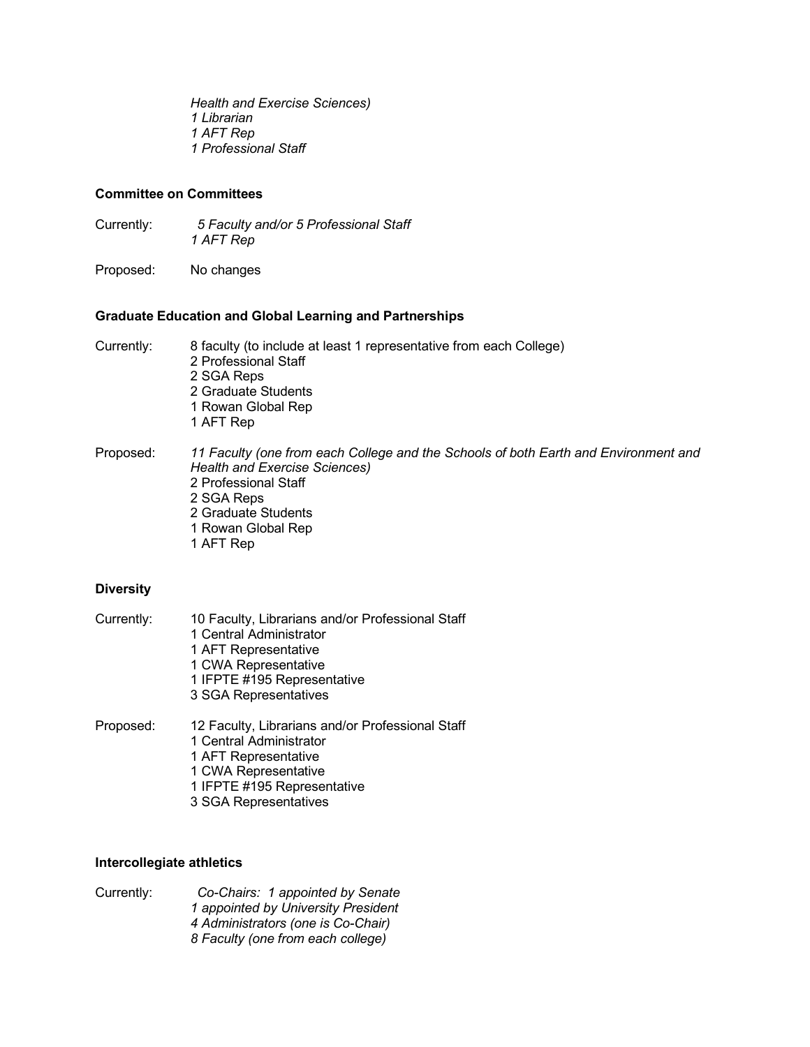*Health and Exercise Sciences)*
*1 Librarian*
*1 AFT Rep*
*1 Professional Staff*

**Committee on Committees**

Currently: *5 Faculty and/or 5 Professional Staff*
*1 AFT Rep*

Proposed: No changes

**Graduate Education and Global Learning and Partnerships**

Currently: 8 faculty (to include at least 1 representative from each College)
2 Professional Staff
2 SGA Reps
2 Graduate Students
1 Rowan Global Rep
1 AFT Rep

Proposed: *11 Faculty (one from each College and the Schools of both Earth and Environment and Health and Exercise Sciences)*
2 Professional Staff
2 SGA Reps
2 Graduate Students
1 Rowan Global Rep
1 AFT Rep

**Diversity**

Currently: 10 Faculty, Librarians and/or Professional Staff
1 Central Administrator
1 AFT Representative
1 CWA Representative
1 IFPTE #195 Representative
3 SGA Representatives

Proposed: 12 Faculty, Librarians and/or Professional Staff
1 Central Administrator
1 AFT Representative
1 CWA Representative
1 IFPTE #195 Representative
3 SGA Representatives

**Intercollegiate athletics**

Currently: *Co-Chairs: 1 appointed by Senate*
*1 appointed by University President*
*4 Administrators (one is Co-Chair)*
*8 Faculty (one from each college)*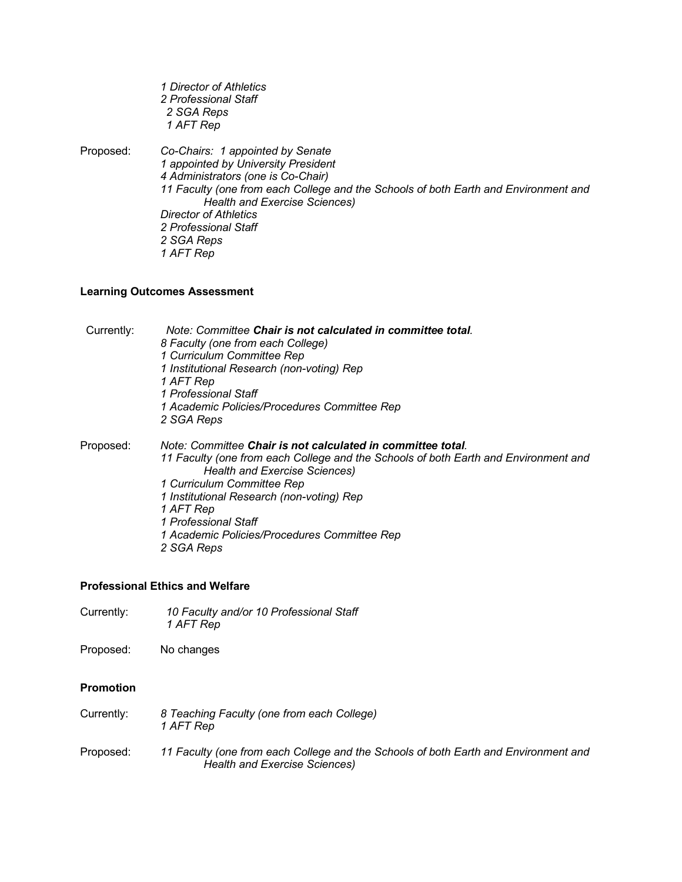*1 Director of Athletics*
*2 Professional Staff*
*2 SGA Reps*
*1 AFT Rep*

Proposed: *Co-Chairs: 1 appointed by Senate*
*1 appointed by University President*
*4 Administrators (one is Co-Chair)*
*11 Faculty (one from each College and the Schools of both Earth and Environment and Health and Exercise Sciences)*
*Director of Athletics*
*2 Professional Staff*
*2 SGA Reps*
*1 AFT Rep*

**Learning Outcomes Assessment**

Currently: *Note: Committee **Chair is not calculated in committee total**.*
*8 Faculty (one from each College)*
*1 Curriculum Committee Rep*
*1 Institutional Research (non-voting) Rep*
*1 AFT Rep*
*1 Professional Staff*
*1 Academic Policies/Procedures Committee Rep*
*2 SGA Reps*

Proposed: *Note: Committee **Chair is not calculated in committee total**.*
*11 Faculty (one from each College and the Schools of both Earth and Environment and Health and Exercise Sciences)*
*1 Curriculum Committee Rep*
*1 Institutional Research (non-voting) Rep*
*1 AFT Rep*
*1 Professional Staff*
*1 Academic Policies/Procedures Committee Rep*
*2 SGA Reps*

**Professional Ethics and Welfare**

Currently: *10 Faculty and/or 10 Professional Staff*
*1 AFT Rep*

Proposed: No changes

**Promotion**

Currently: *8 Teaching Faculty (one from each College)*
*1 AFT Rep*

Proposed: *11 Faculty (one from each College and the Schools of both Earth and Environment and Health and Exercise Sciences)*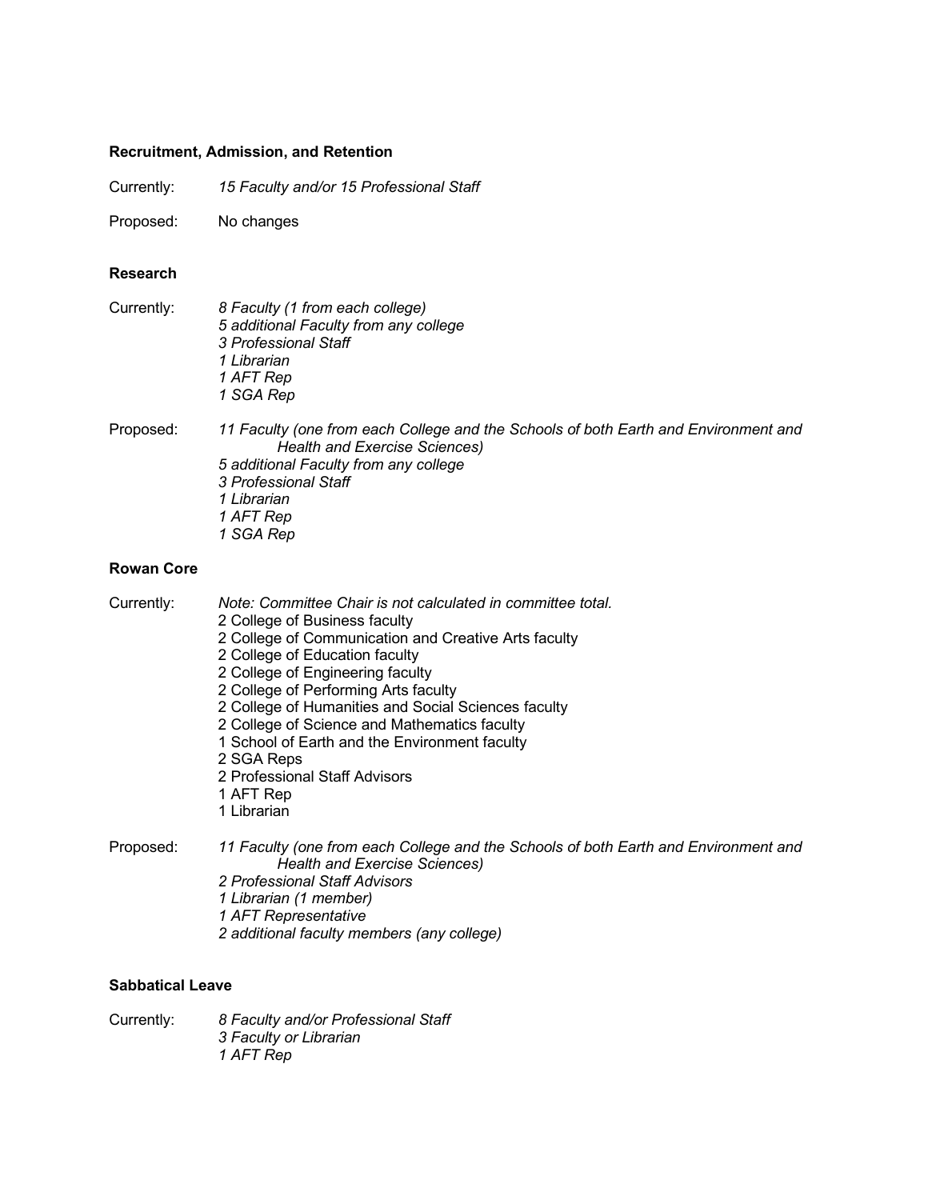**Recruitment, Admission, and Retention**

Currently: *15 Faculty and/or 15 Professional Staff*

Proposed: No changes

**Research**

Currently:
*8 Faculty (1 from each college)*
*5 additional Faculty from any college*
*3 Professional Staff*
*1 Librarian*
*1 AFT Rep*
*1 SGA Rep*

Proposed:
*11 Faculty (one from each College and the Schools of both Earth and Environment and Health and Exercise Sciences)*
*5 additional Faculty from any college*
*3 Professional Staff*
*1 Librarian*
*1 AFT Rep*
*1 SGA Rep*

**Rowan Core**

Currently:
*Note: Committee Chair is not calculated in committee total.*
2 College of Business faculty
2 College of Communication and Creative Arts faculty
2 College of Education faculty
2 College of Engineering faculty
2 College of Performing Arts faculty
2 College of Humanities and Social Sciences faculty
2 College of Science and Mathematics faculty
1 School of Earth and the Environment faculty
2 SGA Reps
2 Professional Staff Advisors
1 AFT Rep
1 Librarian

Proposed:
*11 Faculty (one from each College and the Schools of both Earth and Environment and Health and Exercise Sciences)*
*2 Professional Staff Advisors*
*1 Librarian (1 member)*
*1 AFT Representative*
*2 additional faculty members (any college)*

**Sabbatical Leave**

Currently:
*8 Faculty and/or Professional Staff*
*3 Faculty or Librarian*
*1 AFT Rep*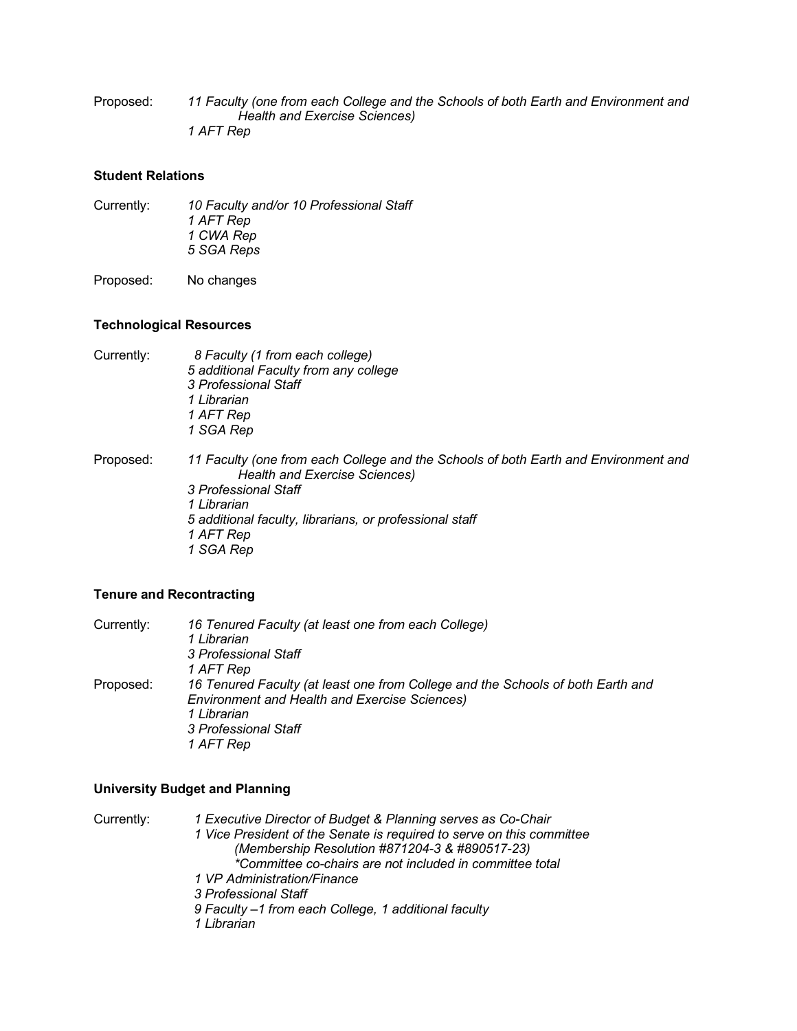Proposed: *11 Faculty (one from each College and the Schools of both Earth and Environment and Health and Exercise Sciences)*
*1 AFT Rep*

**Student Relations**

Currently: *10 Faculty and/or 10 Professional Staff*
*1 AFT Rep*
*1 CWA Rep*
*5 SGA Reps*

Proposed: No changes

**Technological Resources**

Currently: *8 Faculty (1 from each college)*
*5 additional Faculty from any college*
*3 Professional Staff*
*1 Librarian*
*1 AFT Rep*
*1 SGA Rep*

Proposed: *11 Faculty (one from each College and the Schools of both Earth and Environment and Health and Exercise Sciences)*
*3 Professional Staff*
*1 Librarian*
*5 additional faculty, librarians, or professional staff*
*1 AFT Rep*
*1 SGA Rep*

**Tenure and Recontracting**

Currently: *16 Tenured Faculty (at least one from each College)*
*1 Librarian*
*3 Professional Staff*
*1 AFT Rep*

Proposed: *16 Tenured Faculty (at least one from College and the Schools of both Earth and Environment and Health and Exercise Sciences)*
*1 Librarian*
*3 Professional Staff*
*1 AFT Rep*

**University Budget and Planning**

Currently: *1 Executive Director of Budget & Planning serves as Co-Chair*
*1 Vice President of the Senate is required to serve on this committee*
*(Membership Resolution #871204-3 & #890517-23)*
*\*Committee co-chairs are not included in committee total*
*1 VP Administration/Finance*
*3 Professional Staff*
*9 Faculty –1 from each College, 1 additional faculty*
*1 Librarian*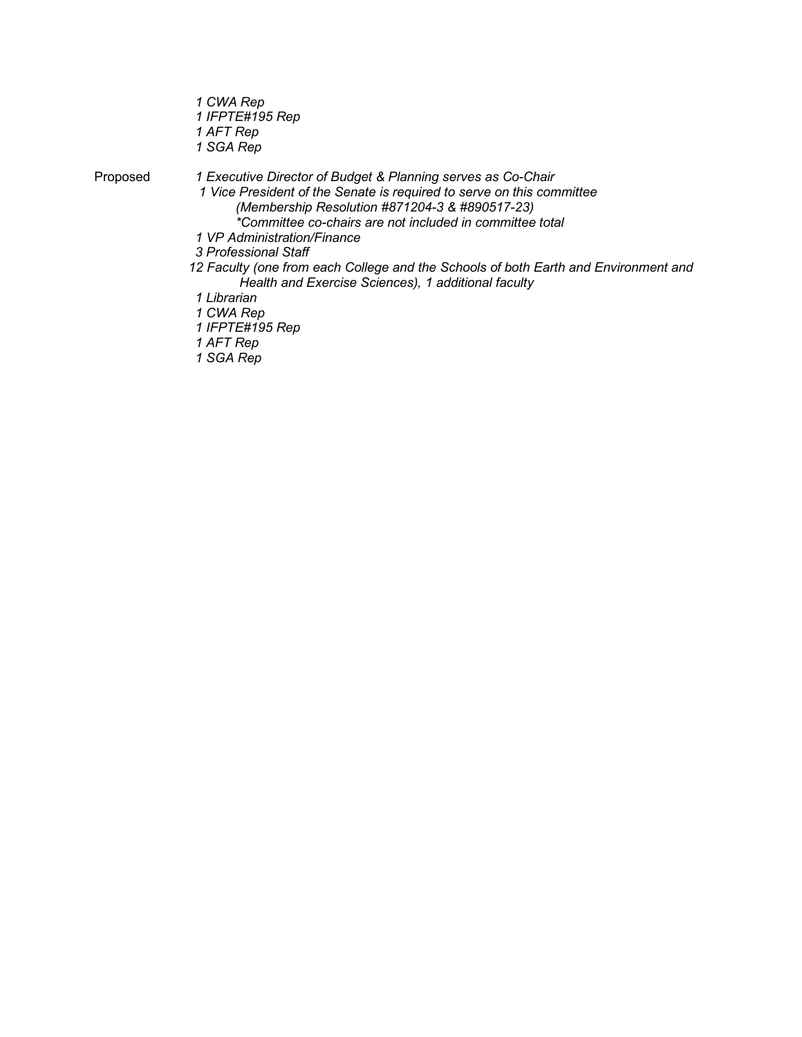*1 CWA Rep*
*1 IFPTE#195 Rep*
*1 AFT Rep*
*1 SGA Rep*

Proposed

*1 Executive Director of Budget & Planning serves as Co-Chair*
*1 Vice President of the Senate is required to serve on this committee*
*(Membership Resolution #871204-3 & #890517-23)*
**Committee co-chairs are not included in committee total*
*1 VP Administration/Finance*
*3 Professional Staff*
*12 Faculty (one from each College and the Schools of both Earth and Environment and Health and Exercise Sciences), 1 additional faculty*
*1 Librarian*
*1 CWA Rep*
*1 IFPTE#195 Rep*
*1 AFT Rep*
*1 SGA Rep*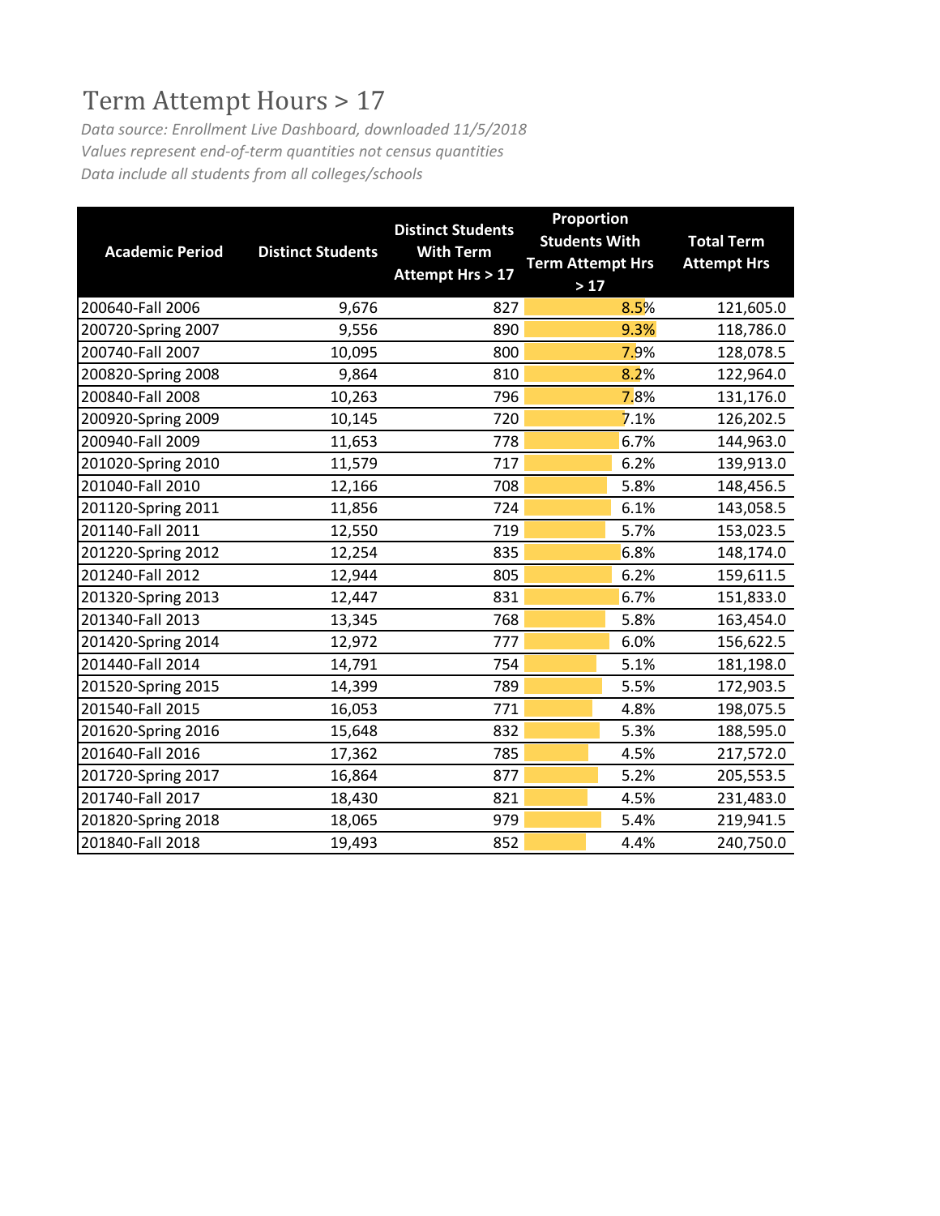# Term Attempt Hours > 17

*Data source: Enrollment Live Dashboard, downloaded 11/5/2018*
*Values represent end-of-term quantities not census quantities*
*Data include all students from all colleges/schools*

| Academic Period | Distinct Students | Distinct Students With Term Attempt Hrs > 17 | Proportion Students With Term Attempt Hrs > 17 | Total Term Attempt Hrs |
|---|---|---|---|---|
| 200640-Fall 2006 | 9,676 | 827 | 8.5% | 121,605.0 |
| 200720-Spring 2007 | 9,556 | 890 | 9.3% | 118,786.0 |
| 200740-Fall 2007 | 10,095 | 800 | 7.9% | 128,078.5 |
| 200820-Spring 2008 | 9,864 | 810 | 8.2% | 122,964.0 |
| 200840-Fall 2008 | 10,263 | 796 | 7.8% | 131,176.0 |
| 200920-Spring 2009 | 10,145 | 720 | 7.1% | 126,202.5 |
| 200940-Fall 2009 | 11,653 | 778 | 6.7% | 144,963.0 |
| 201020-Spring 2010 | 11,579 | 717 | 6.2% | 139,913.0 |
| 201040-Fall 2010 | 12,166 | 708 | 5.8% | 148,456.5 |
| 201120-Spring 2011 | 11,856 | 724 | 6.1% | 143,058.5 |
| 201140-Fall 2011 | 12,550 | 719 | 5.7% | 153,023.5 |
| 201220-Spring 2012 | 12,254 | 835 | 6.8% | 148,174.0 |
| 201240-Fall 2012 | 12,944 | 805 | 6.2% | 159,611.5 |
| 201320-Spring 2013 | 12,447 | 831 | 6.7% | 151,833.0 |
| 201340-Fall 2013 | 13,345 | 768 | 5.8% | 163,454.0 |
| 201420-Spring 2014 | 12,972 | 777 | 6.0% | 156,622.5 |
| 201440-Fall 2014 | 14,791 | 754 | 5.1% | 181,198.0 |
| 201520-Spring 2015 | 14,399 | 789 | 5.5% | 172,903.5 |
| 201540-Fall 2015 | 16,053 | 771 | 4.8% | 198,075.5 |
| 201620-Spring 2016 | 15,648 | 832 | 5.3% | 188,595.0 |
| 201640-Fall 2016 | 17,362 | 785 | 4.5% | 217,572.0 |
| 201720-Spring 2017 | 16,864 | 877 | 5.2% | 205,553.5 |
| 201740-Fall 2017 | 18,430 | 821 | 4.5% | 231,483.0 |
| 201820-Spring 2018 | 18,065 | 979 | 5.4% | 219,941.5 |
| 201840-Fall 2018 | 19,493 | 852 | 4.4% | 240,750.0 |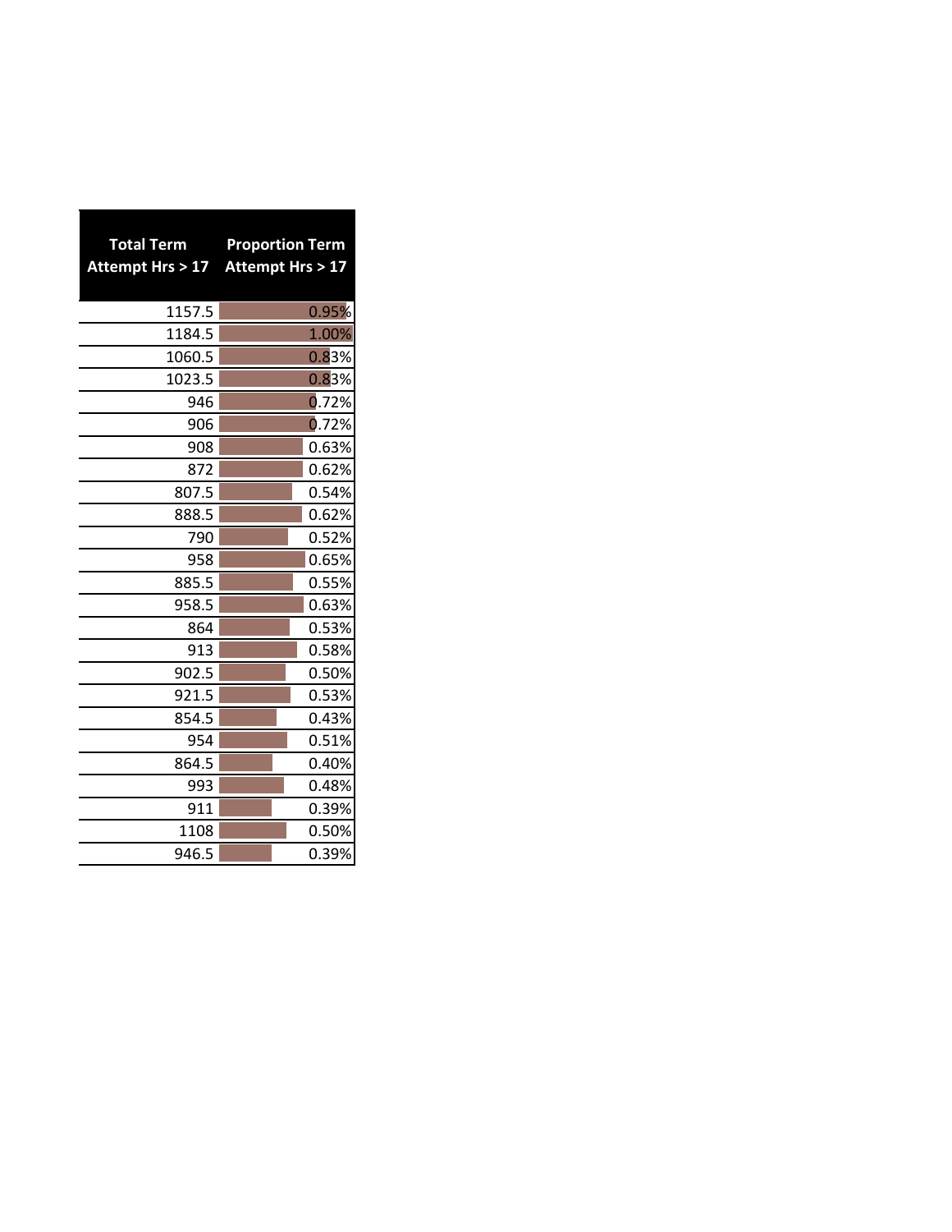| Total Term Attempt Hrs > 17 | Proportion Term Attempt Hrs > 17 |
|---|---|
| 1157.5 | 0.95% |
| 1184.5 | 1.00% |
| 1060.5 | 0.83% |
| 1023.5 | 0.83% |
| 946 | 0.72% |
| 906 | 0.72% |
| 908 | 0.63% |
| 872 | 0.62% |
| 807.5 | 0.54% |
| 888.5 | 0.62% |
| 790 | 0.52% |
| 958 | 0.65% |
| 885.5 | 0.55% |
| 958.5 | 0.63% |
| 864 | 0.53% |
| 913 | 0.58% |
| 902.5 | 0.50% |
| 921.5 | 0.53% |
| 854.5 | 0.43% |
| 954 | 0.51% |
| 864.5 | 0.40% |
| 993 | 0.48% |
| 911 | 0.39% |
| 1108 | 0.50% |
| 946.5 | 0.39% |